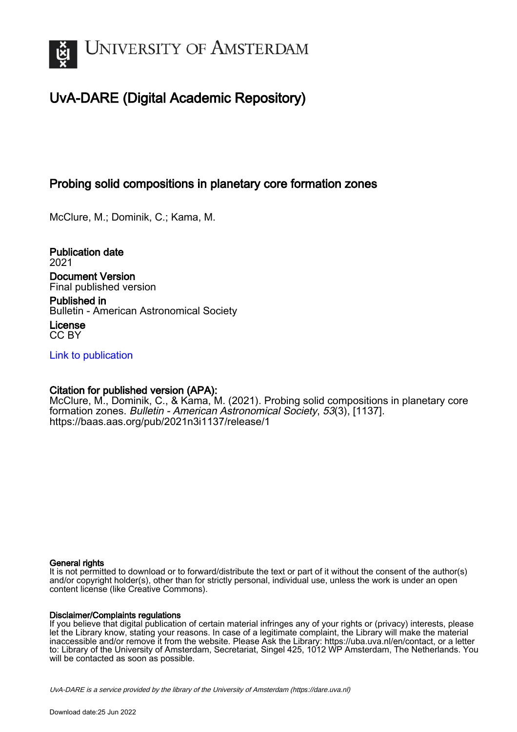# UNIVERSITY OF AMSTERDAM

## UvA-DARE (Digital Academic Repository)

### Probing solid compositions in planetary core formation zones

McClure, M.; Dominik, C.; Kama, M.

**Publication date**
2021

**Document Version**
Final published version

**Published in**
Bulletin - American Astronomical Society

**License**
CC BY

[Link to publication](https://baas.aas.org/pub/2021n3i1137/release/1)

**Citation for published version (APA):**
McClure, M., Dominik, C., & Kama, M. (2021). Probing solid compositions in planetary core formation zones. *Bulletin - American Astronomical Society*, *53*(3), [1137]. https://baas.aas.org/pub/2021n3i1137/release/1

**General rights**
It is not permitted to download or to forward/distribute the text or part of it without the consent of the author(s) and/or copyright holder(s), other than for strictly personal, individual use, unless the work is under an open content license (like Creative Commons).

**Disclaimer/Complaints regulations**
If you believe that digital publication of certain material infringes any of your rights or (privacy) interests, please let the Library know, stating your reasons. In case of a legitimate complaint, the Library will make the material inaccessible and/or remove it from the website. Please Ask the Library: https://uba.uva.nl/en/contact, or a letter to: Library of the University of Amsterdam, Secretariat, Singel 425, 1012 WP Amsterdam, The Netherlands. You will be contacted as soon as possible.

UvA-DARE is a service provided by the library of the University of Amsterdam (https://dare.uva.nl)

Download date:25 Jun 2022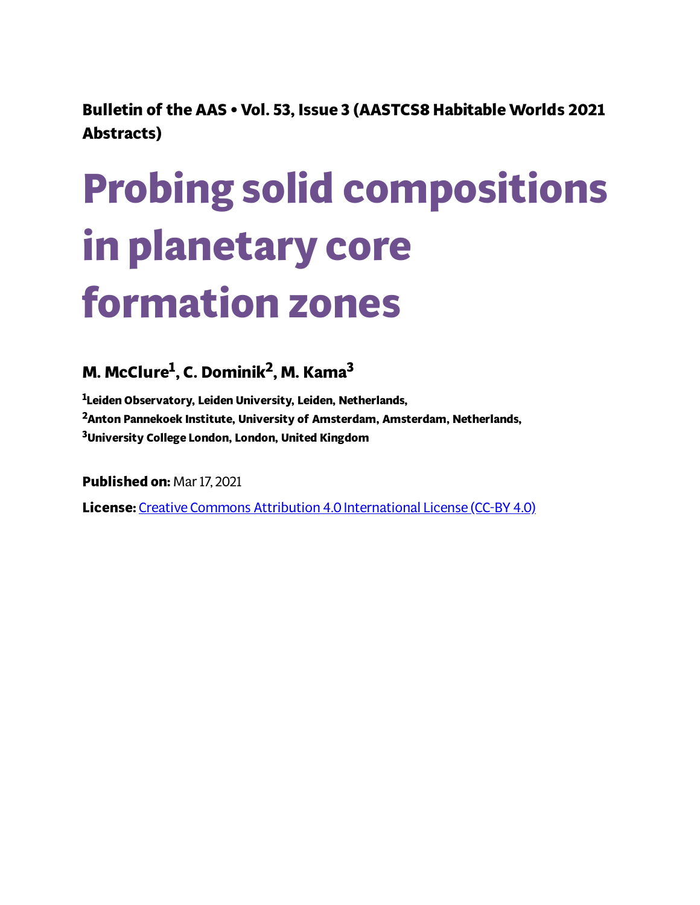Bulletin of the AAS • Vol. 53, Issue 3 (AASTCS8 Habitable Worlds 2021 Abstracts)

# Probing solid compositions in planetary core formation zones

## M. McClure[1], C. Dominik[2], M. Kama[3]

[1]Leiden Observatory, Leiden University, Leiden, Netherlands,
[2]Anton Pannekoek Institute, University of Amsterdam, Amsterdam, Netherlands,
[3]University College London, London, United Kingdom

**Published on:** Mar 17, 2021

**License:** [Creative Commons Attribution 4.0 International License (CC-BY 4.0)](https://creativecommons.org/licenses/by/4.0/)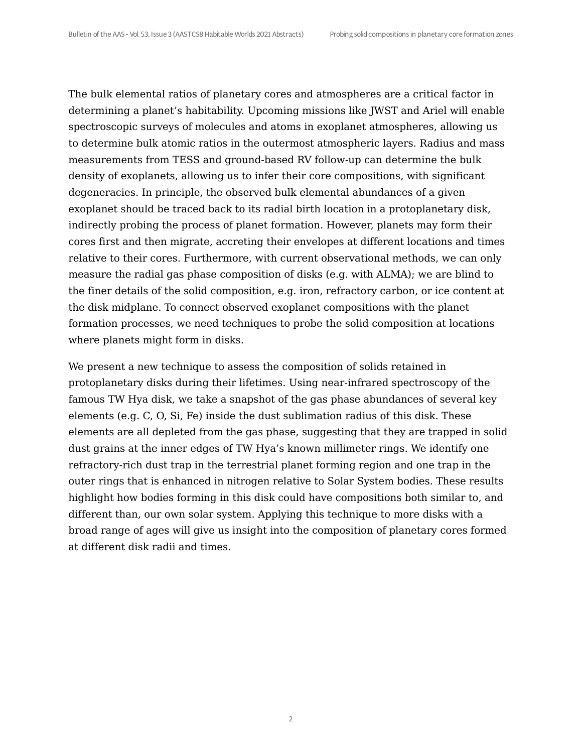The bulk elemental ratios of planetary cores and atmospheres are a critical factor in determining a planet's habitability. Upcoming missions like JWST and Ariel will enable spectroscopic surveys of molecules and atoms in exoplanet atmospheres, allowing us to determine bulk atomic ratios in the outermost atmospheric layers. Radius and mass measurements from TESS and ground-based RV follow-up can determine the bulk density of exoplanets, allowing us to infer their core compositions, with significant degeneracies. In principle, the observed bulk elemental abundances of a given exoplanet should be traced back to its radial birth location in a protoplanetary disk, indirectly probing the process of planet formation. However, planets may form their cores first and then migrate, accreting their envelopes at different locations and times relative to their cores. Furthermore, with current observational methods, we can only measure the radial gas phase composition of disks (e.g. with ALMA); we are blind to the finer details of the solid composition, e.g. iron, refractory carbon, or ice content at the disk midplane. To connect observed exoplanet compositions with the planet formation processes, we need techniques to probe the solid composition at locations where planets might form in disks.

We present a new technique to assess the composition of solids retained in protoplanetary disks during their lifetimes. Using near-infrared spectroscopy of the famous TW Hya disk, we take a snapshot of the gas phase abundances of several key elements (e.g. C, O, Si, Fe) inside the dust sublimation radius of this disk. These elements are all depleted from the gas phase, suggesting that they are trapped in solid dust grains at the inner edges of TW Hya's known millimeter rings. We identify one refractory-rich dust trap in the terrestrial planet forming region and one trap in the outer rings that is enhanced in nitrogen relative to Solar System bodies. These results highlight how bodies forming in this disk could have compositions both similar to, and different than, our own solar system. Applying this technique to more disks with a broad range of ages will give us insight into the composition of planetary cores formed at different disk radii and times.